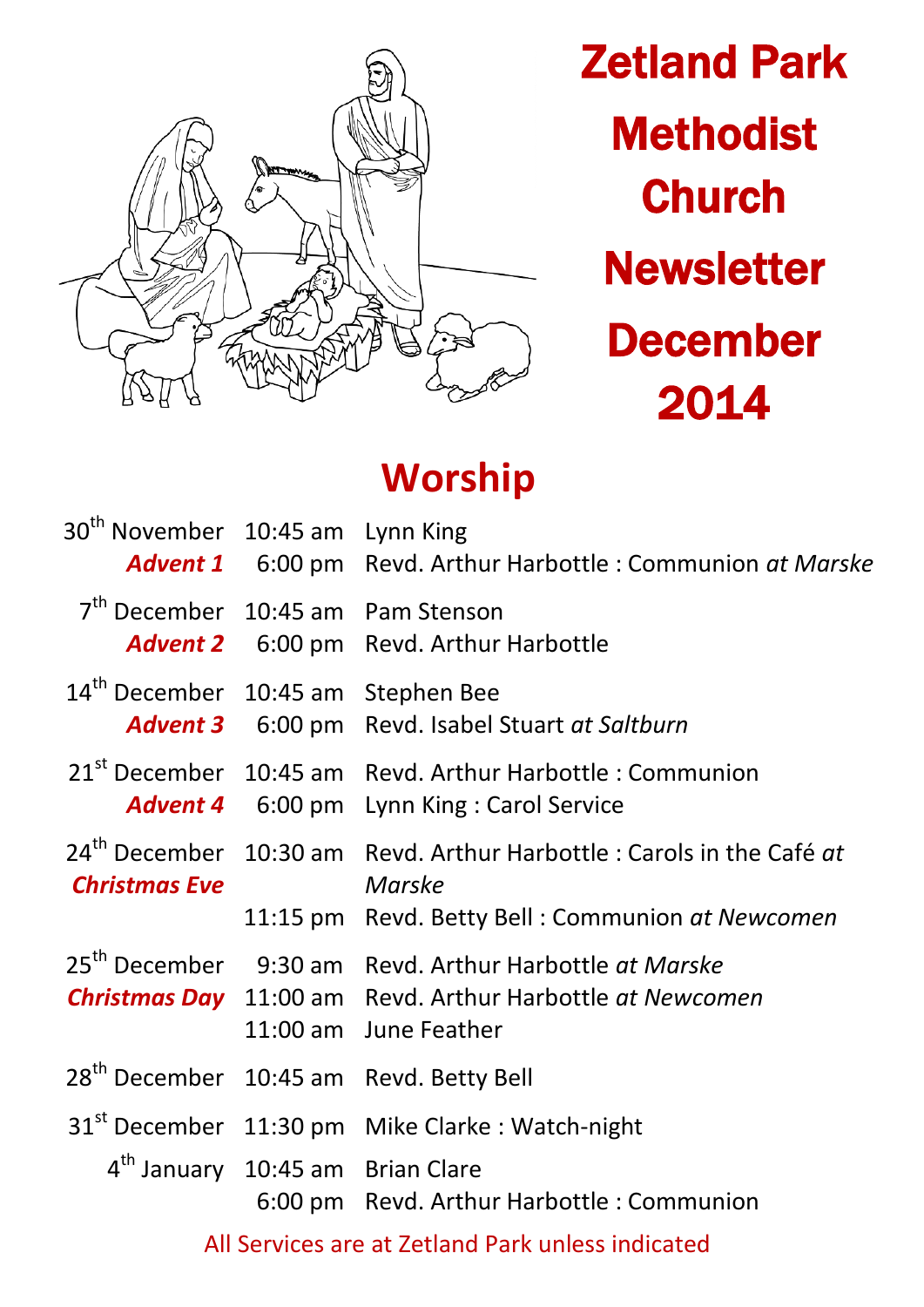# Zetland Park Methodist Church Newsletter December 2014

## Worship

| Date | Time | Service |
|---|---|---|
| 30th November | 10:45 am | Lynn King |
| ***Advent 1*** | 6:00 pm | Revd. Arthur Harbottle : Communion *at Marske* |
| 7th December | 10:45 am | Pam Stenson |
| ***Advent 2*** | 6:00 pm | Revd. Arthur Harbottle |
| 14th December | 10:45 am | Stephen Bee |
| ***Advent 3*** | 6:00 pm | Revd. Isabel Stuart *at Saltburn* |
| 21st December | 10:45 am | Revd. Arthur Harbottle : Communion |
| ***Advent 4*** | 6:00 pm | Lynn King : Carol Service |
| 24th December | 10:30 am | Revd. Arthur Harbottle : Carols in the Café *at Marske* |
| ***Christmas Eve*** | 11:15 pm | Revd. Betty Bell : Communion *at Newcomen* |
| 25th December | 9:30 am | Revd. Arthur Harbottle *at Marske* |
| ***Christmas Day*** | 11:00 am | Revd. Arthur Harbottle *at Newcomen* |
| | 11:00 am | June Feather |
| 28th December | 10:45 am | Revd. Betty Bell |
| 31st December | 11:30 pm | Mike Clarke : Watch-night |
| 4th January | 10:45 am | Brian Clare |
| | 6:00 pm | Revd. Arthur Harbottle : Communion |

All Services are at Zetland Park unless indicated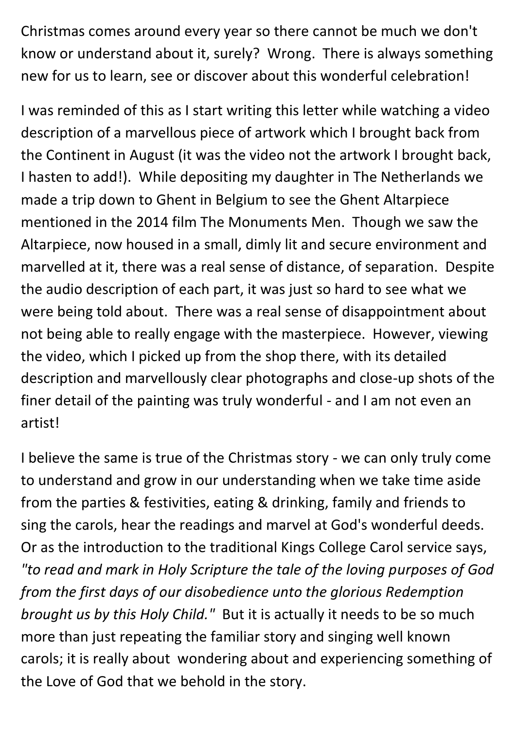Christmas comes around every year so there cannot be much we don't know or understand about it, surely? Wrong. There is always something new for us to learn, see or discover about this wonderful celebration!

I was reminded of this as I start writing this letter while watching a video description of a marvellous piece of artwork which I brought back from the Continent in August (it was the video not the artwork I brought back, I hasten to add!). While depositing my daughter in The Netherlands we made a trip down to Ghent in Belgium to see the Ghent Altarpiece mentioned in the 2014 film The Monuments Men. Though we saw the Altarpiece, now housed in a small, dimly lit and secure environment and marvelled at it, there was a real sense of distance, of separation. Despite the audio description of each part, it was just so hard to see what we were being told about. There was a real sense of disappointment about not being able to really engage with the masterpiece. However, viewing the video, which I picked up from the shop there, with its detailed description and marvellously clear photographs and close-up shots of the finer detail of the painting was truly wonderful - and I am not even an artist!

I believe the same is true of the Christmas story - we can only truly come to understand and grow in our understanding when we take time aside from the parties & festivities, eating & drinking, family and friends to sing the carols, hear the readings and marvel at God's wonderful deeds. Or as the introduction to the traditional Kings College Carol service says, *"to read and mark in Holy Scripture the tale of the loving purposes of God from the first days of our disobedience unto the glorious Redemption brought us by this Holy Child."* But it is actually it needs to be so much more than just repeating the familiar story and singing well known carols; it is really about wondering about and experiencing something of the Love of God that we behold in the story.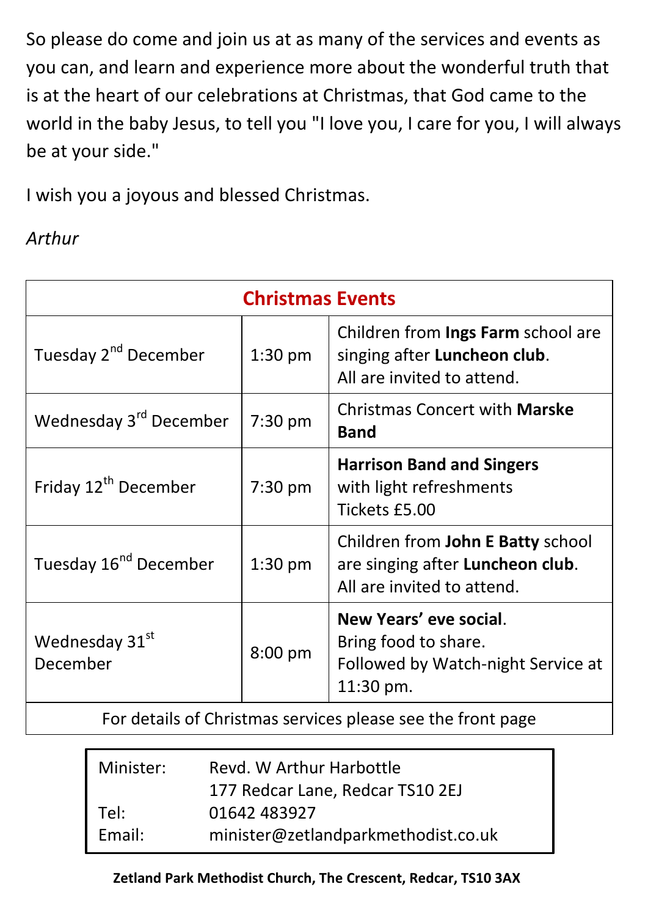So please do come and join us at as many of the services and events as you can, and learn and experience more about the wonderful truth that is at the heart of our celebrations at Christmas, that God came to the world in the baby Jesus, to tell you "I love you, I care for you, I will always be at your side."

I wish you a joyous and blessed Christmas.

*Arthur*

| **Christmas Events** | | |
|---|---|---|
| Tuesday 2nd December | 1:30 pm | Children from **Ings Farm** school are singing after **Luncheon club**. All are invited to attend. |
| Wednesday 3rd December | 7:30 pm | Christmas Concert with **Marske Band** |
| Friday 12th December | 7:30 pm | **Harrison Band and Singers** with light refreshments Tickets £5.00 |
| Tuesday 16th December | 1:30 pm | Children from **John E Batty** school are singing after **Luncheon club**. All are invited to attend. |
| Wednesday 31st December | 8:00 pm | **New Years' eve social**. Bring food to share. Followed by Watch-night Service at 11:30 pm. |
| For details of Christmas services please see the front page | | |

| | |
|---|---|
| Minister: | Revd. W Arthur Harbottle |
| | 177 Redcar Lane, Redcar TS10 2EJ |
| Tel: | 01642 483927 |
| Email: | minister@zetlandparkmethodist.co.uk |

**Zetland Park Methodist Church, The Crescent, Redcar, TS10 3AX**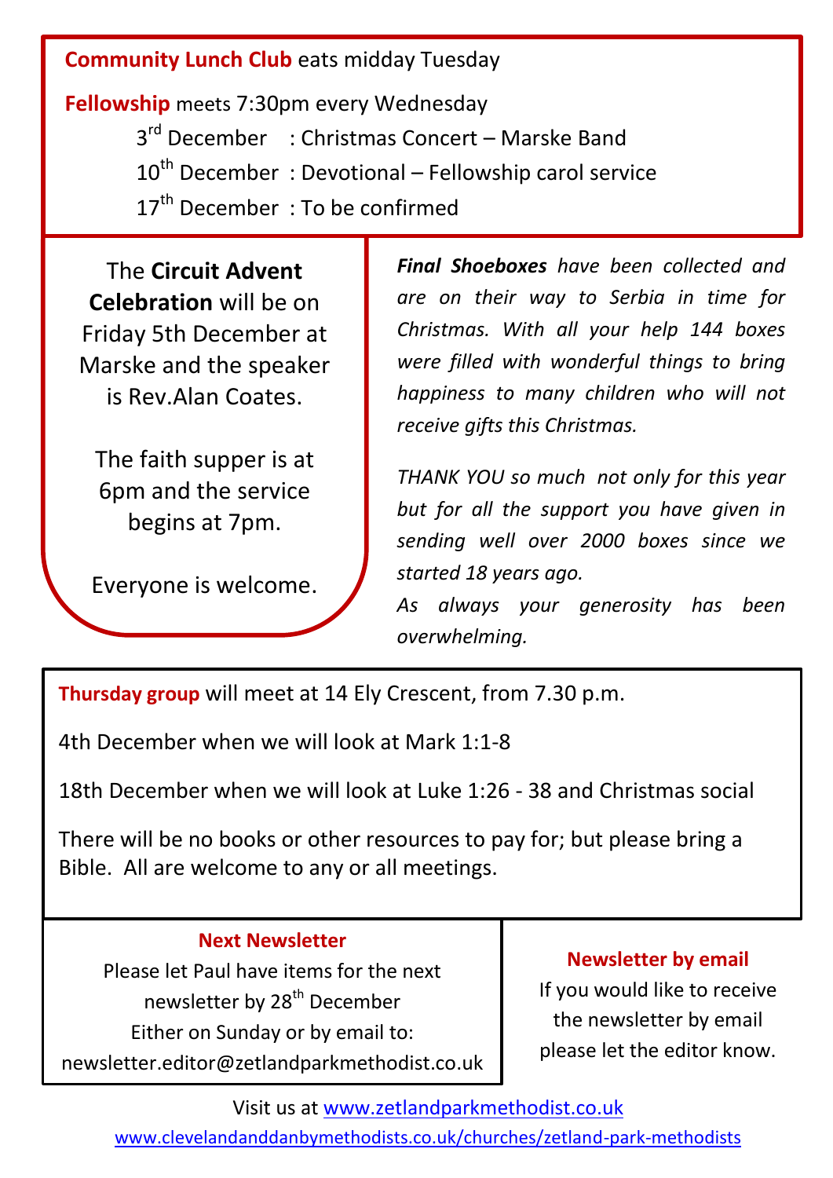**Community Lunch Club** eats midday Tuesday

**Fellowship** meets 7:30pm every Wednesday

3rd December : Christmas Concert – Marske Band

10th December : Devotional – Fellowship carol service

17th December : To be confirmed

The **Circuit Advent Celebration** will be on Friday 5th December at Marske and the speaker is Rev.Alan Coates.

The faith supper is at 6pm and the service begins at 7pm.

Everyone is welcome.

***Final Shoeboxes*** *have been collected and are on their way to Serbia in time for Christmas. With all your help 144 boxes were filled with wonderful things to bring happiness to many children who will not receive gifts this Christmas.*

*THANK YOU so much not only for this year but for all the support you have given in sending well over 2000 boxes since we started 18 years ago.*

*As always your generosity has been overwhelming.*

**Thursday group** will meet at 14 Ely Crescent, from 7.30 p.m.

4th December when we will look at Mark 1:1-8

18th December when we will look at Luke 1:26 - 38 and Christmas social

There will be no books or other resources to pay for; but please bring a Bible. All are welcome to any or all meetings.

**Next Newsletter**

Please let Paul have items for the next newsletter by 28th December

Either on Sunday or by email to:

newsletter.editor@zetlandparkmethodist.co.uk

**Newsletter by email**

If you would like to receive the newsletter by email please let the editor know.

Visit us at www.zetlandparkmethodist.co.uk

www.clevelandanddanbymethodists.co.uk/churches/zetland-park-methodists